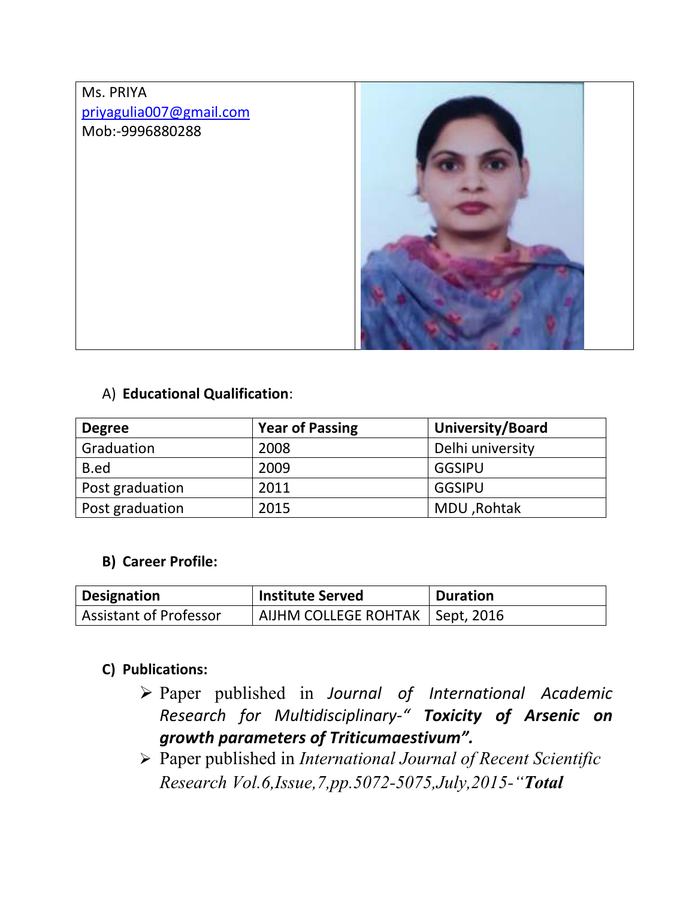Ms. PRIYA
priyagulia007@gmail.com
Mob:-9996880288

A) **Educational Qualification**:

| Degree | Year of Passing | University/Board |
|---|---|---|
| Graduation | 2008 | Delhi university |
| B.ed | 2009 | GGSIPU |
| Post graduation | 2011 | GGSIPU |
| Post graduation | 2015 | MDU ,Rohtak |

**B) Career Profile:**

| Designation | Institute Served | Duration |
|---|---|---|
| Assistant of Professor | AIJHM COLLEGE ROHTAK | Sept, 2016 |

**C) Publications:**

- Paper published in *Journal of International Academic Research for Multidisciplinary-" **Toxicity of Arsenic on growth parameters of Triticumaestivum".***
- Paper published in *International Journal of Recent Scientific Research Vol.6,Issue,7,pp.5072-5075,July,2015-"**Total***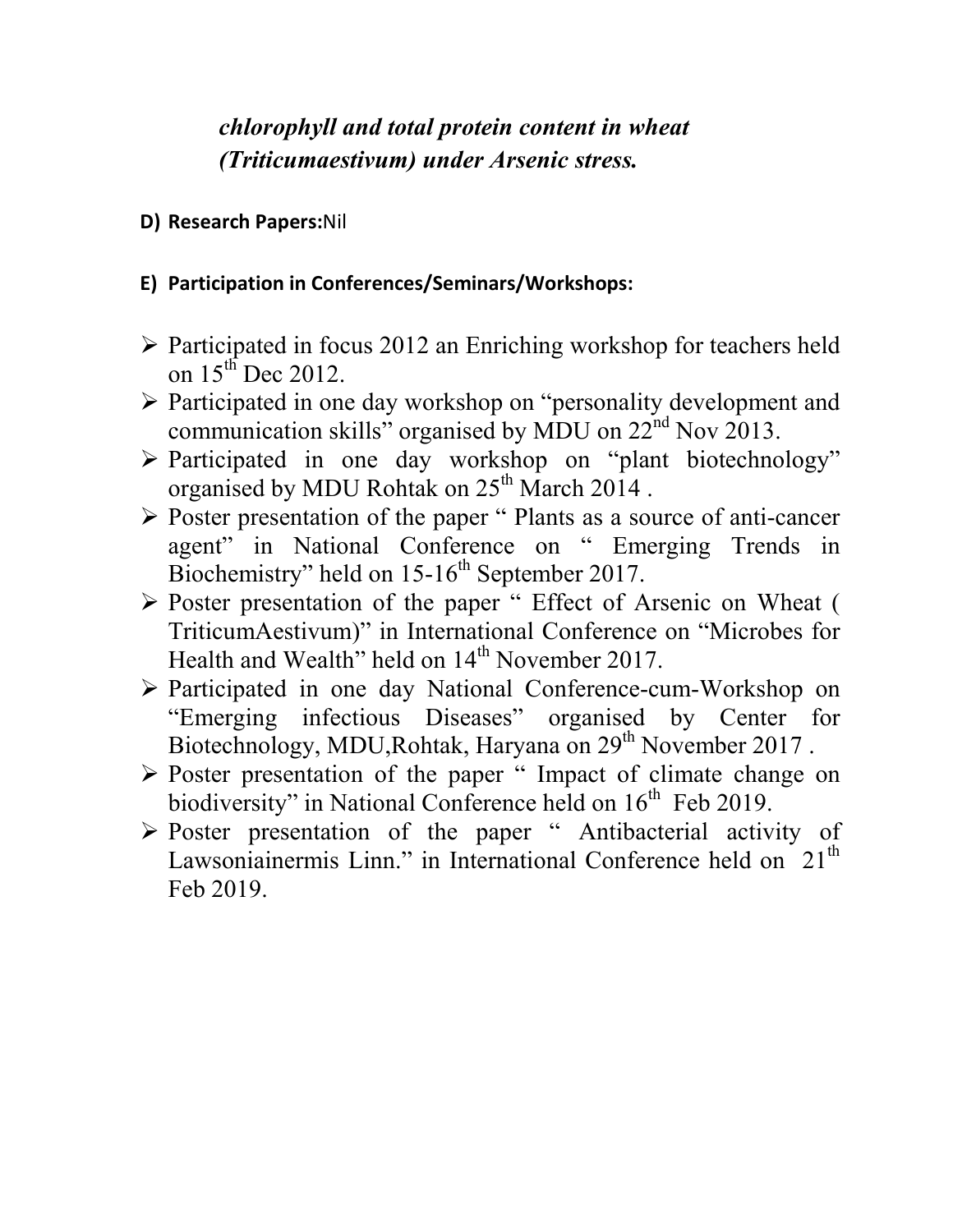***chlorophyll and total protein content in wheat (Triticumaestivum) under Arsenic stress.***

**D) Research Papers:**Nil

**E) Participation in Conferences/Seminars/Workshops:**

- Participated in focus 2012 an Enriching workshop for teachers held on 15th Dec 2012.
- Participated in one day workshop on “personality development and communication skills” organised by MDU on 22nd Nov 2013.
- Participated in one day workshop on “plant biotechnology” organised by MDU Rohtak on 25th March 2014 .
- Poster presentation of the paper “ Plants as a source of anti-cancer agent” in National Conference on “ Emerging Trends in Biochemistry” held on 15-16th September 2017.
- Poster presentation of the paper “ Effect of Arsenic on Wheat ( TriticumAestivum)” in International Conference on “Microbes for Health and Wealth” held on 14th November 2017.
- Participated in one day National Conference-cum-Workshop on “Emerging infectious Diseases” organised by Center for Biotechnology, MDU,Rohtak, Haryana on 29th November 2017 .
- Poster presentation of the paper “ Impact of climate change on biodiversity” in National Conference held on 16th Feb 2019.
- Poster presentation of the paper “ Antibacterial activity of Lawsoniainermis Linn.” in International Conference held on 21th Feb 2019.